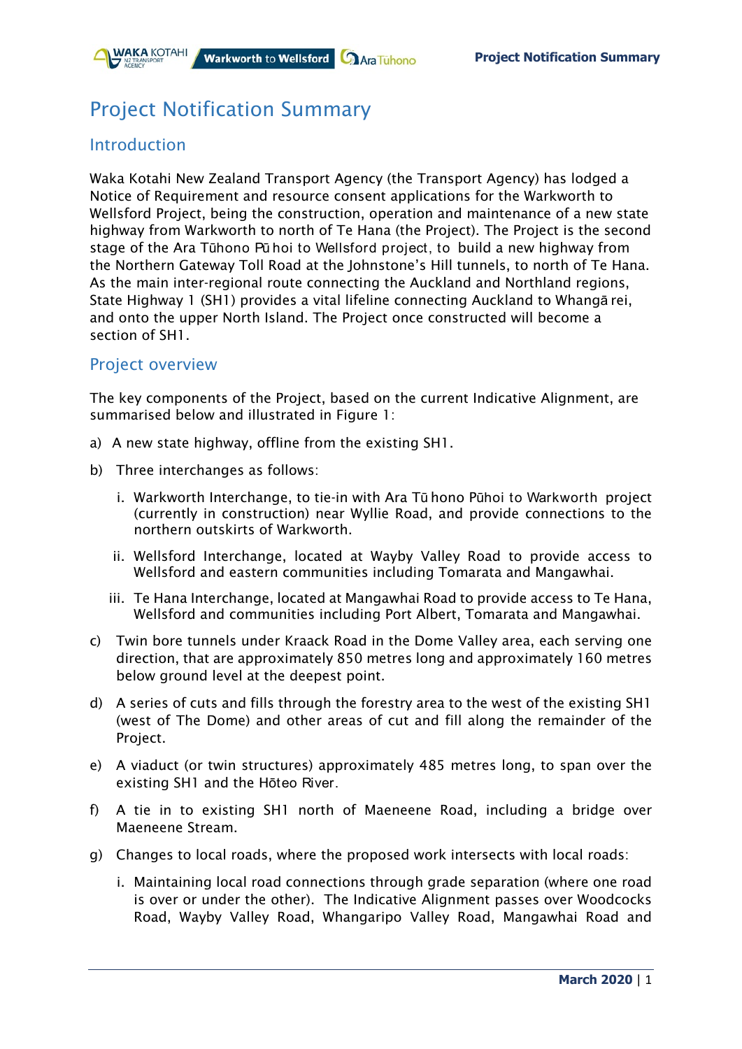# Project Notification Summary

## Introduction

Waka Kotahi New Zealand Transport Agency (the Transport Agency) has lodged a Notice of Requirement and resource consent applications for the Warkworth to Wellsford Project, being the construction, operation and maintenance of a new state highway from Warkworth to north of Te Hana (the Project). The Project is the second stage of the Ara Tūhono Pūhoi to Wellsford project, to build a new highway from the Northern Gateway Toll Road at the Johnstone's Hill tunnels, to north of Te Hana. As the main inter-regional route connecting the Auckland and Northland regions, State Highway 1 (SH1) provides a vital lifeline connecting Auckland to Whangārei, and onto the upper North Island. The Project once constructed will become a section of SH1.

## Project overview

The key components of the Project, based on the current Indicative Alignment, are summarised below and illustrated in Figure 1:

a) A new state highway, offline from the existing SH1.

b) Three interchanges as follows:

   i. Warkworth Interchange, to tie-in with Ara Tūhono Pūhoi to Warkworth project (currently in construction) near Wyllie Road, and provide connections to the northern outskirts of Warkworth.

   ii. Wellsford Interchange, located at Wayby Valley Road to provide access to Wellsford and eastern communities including Tomarata and Mangawhai.

   iii. Te Hana Interchange, located at Mangawhai Road to provide access to Te Hana, Wellsford and communities including Port Albert, Tomarata and Mangawhai.

c) Twin bore tunnels under Kraack Road in the Dome Valley area, each serving one direction, that are approximately 850 metres long and approximately 160 metres below ground level at the deepest point.

d) A series of cuts and fills through the forestry area to the west of the existing SH1 (west of The Dome) and other areas of cut and fill along the remainder of the Project.

e) A viaduct (or twin structures) approximately 485 metres long, to span over the existing SH1 and the Hōteo River.

f) A tie in to existing SH1 north of Maeneene Road, including a bridge over Maeneene Stream.

g) Changes to local roads, where the proposed work intersects with local roads:

   i. Maintaining local road connections through grade separation (where one road is over or under the other). The Indicative Alignment passes over Woodcocks Road, Wayby Valley Road, Whangaripo Valley Road, Mangawhai Road and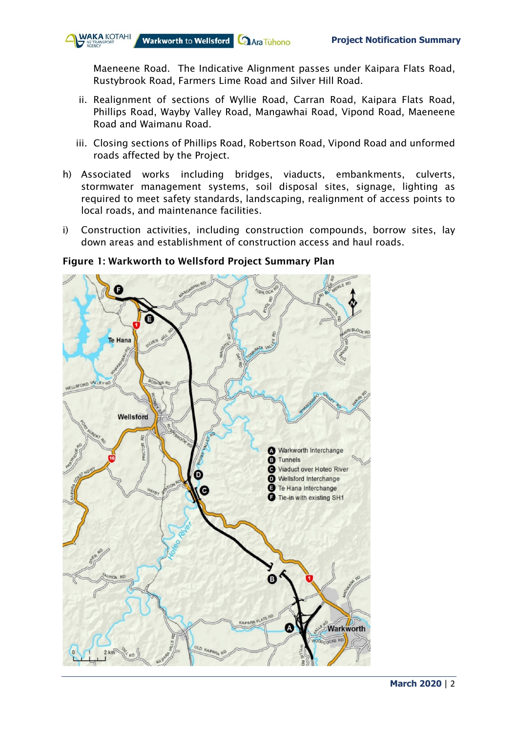Maeneene Road. The Indicative Alignment passes under Kaipara Flats Road, Rustybrook Road, Farmers Lime Road and Silver Hill Road.

ii. Realignment of sections of Wyllie Road, Carran Road, Kaipara Flats Road, Phillips Road, Wayby Valley Road, Mangawhai Road, Vipond Road, Maeneene Road and Waimanu Road.

iii. Closing sections of Phillips Road, Robertson Road, Vipond Road and unformed roads affected by the Project.

h) Associated works including bridges, viaducts, embankments, culverts, stormwater management systems, soil disposal sites, signage, lighting as required to meet safety standards, landscaping, realignment of access points to local roads, and maintenance facilities.

i) Construction activities, including construction compounds, borrow sites, lay down areas and establishment of construction access and haul roads.

**Figure 1: Warkworth to Wellsford Project Summary Plan**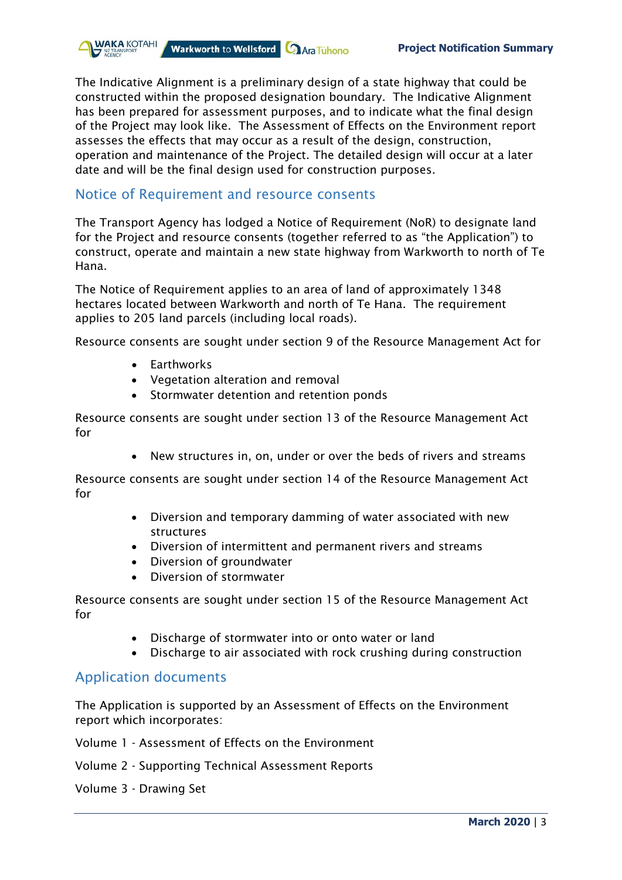The Indicative Alignment is a preliminary design of a state highway that could be constructed within the proposed designation boundary. The Indicative Alignment has been prepared for assessment purposes, and to indicate what the final design of the Project may look like. The Assessment of Effects on the Environment report assesses the effects that may occur as a result of the design, construction, operation and maintenance of the Project. The detailed design will occur at a later date and will be the final design used for construction purposes.

## Notice of Requirement and resource consents

The Transport Agency has lodged a Notice of Requirement (NoR) to designate land for the Project and resource consents (together referred to as "the Application") to construct, operate and maintain a new state highway from Warkworth to north of Te Hana.

The Notice of Requirement applies to an area of land of approximately 1348 hectares located between Warkworth and north of Te Hana. The requirement applies to 205 land parcels (including local roads).

Resource consents are sought under section 9 of the Resource Management Act for

- Earthworks
- Vegetation alteration and removal
- Stormwater detention and retention ponds

Resource consents are sought under section 13 of the Resource Management Act for

- New structures in, on, under or over the beds of rivers and streams

Resource consents are sought under section 14 of the Resource Management Act for

- Diversion and temporary damming of water associated with new structures
- Diversion of intermittent and permanent rivers and streams
- Diversion of groundwater
- Diversion of stormwater

Resource consents are sought under section 15 of the Resource Management Act for

- Discharge of stormwater into or onto water or land
- Discharge to air associated with rock crushing during construction

## Application documents

The Application is supported by an Assessment of Effects on the Environment report which incorporates:

Volume 1 - Assessment of Effects on the Environment

Volume 2 - Supporting Technical Assessment Reports

Volume 3 - Drawing Set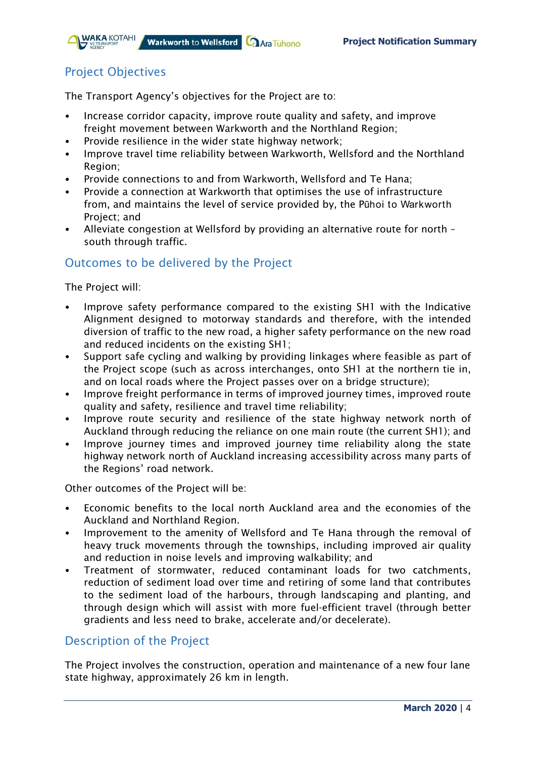## Project Objectives

The Transport Agency's objectives for the Project are to:

- Increase corridor capacity, improve route quality and safety, and improve freight movement between Warkworth and the Northland Region;
- Provide resilience in the wider state highway network;
- Improve travel time reliability between Warkworth, Wellsford and the Northland Region;
- Provide connections to and from Warkworth, Wellsford and Te Hana;
- Provide a connection at Warkworth that optimises the use of infrastructure from, and maintains the level of service provided by, the Pūhoi to Warkworth Project; and
- Alleviate congestion at Wellsford by providing an alternative route for north – south through traffic.

## Outcomes to be delivered by the Project

The Project will:

- Improve safety performance compared to the existing SH1 with the Indicative Alignment designed to motorway standards and therefore, with the intended diversion of traffic to the new road, a higher safety performance on the new road and reduced incidents on the existing SH1;
- Support safe cycling and walking by providing linkages where feasible as part of the Project scope (such as across interchanges, onto SH1 at the northern tie in, and on local roads where the Project passes over on a bridge structure);
- Improve freight performance in terms of improved journey times, improved route quality and safety, resilience and travel time reliability;
- Improve route security and resilience of the state highway network north of Auckland through reducing the reliance on one main route (the current SH1); and
- Improve journey times and improved journey time reliability along the state highway network north of Auckland increasing accessibility across many parts of the Regions' road network.

Other outcomes of the Project will be:

- Economic benefits to the local north Auckland area and the economies of the Auckland and Northland Region.
- Improvement to the amenity of Wellsford and Te Hana through the removal of heavy truck movements through the townships, including improved air quality and reduction in noise levels and improving walkability; and
- Treatment of stormwater, reduced contaminant loads for two catchments, reduction of sediment load over time and retiring of some land that contributes to the sediment load of the harbours, through landscaping and planting, and through design which will assist with more fuel-efficient travel (through better gradients and less need to brake, accelerate and/or decelerate).

## Description of the Project

The Project involves the construction, operation and maintenance of a new four lane state highway, approximately 26 km in length.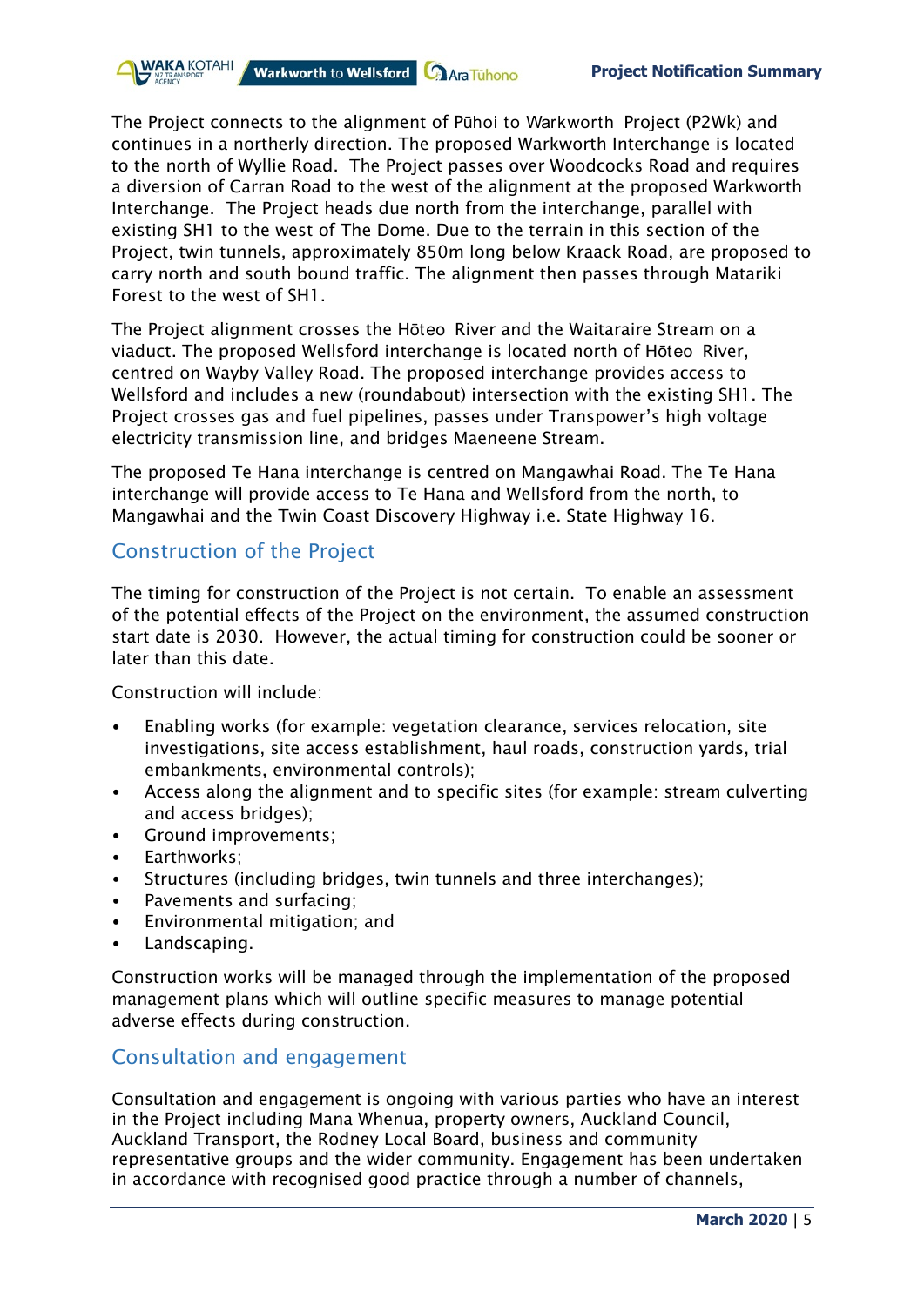The Project connects to the alignment of Pūhoi to Warkworth Project (P2Wk) and continues in a northerly direction. The proposed Warkworth Interchange is located to the north of Wyllie Road. The Project passes over Woodcocks Road and requires a diversion of Carran Road to the west of the alignment at the proposed Warkworth Interchange. The Project heads due north from the interchange, parallel with existing SH1 to the west of The Dome. Due to the terrain in this section of the Project, twin tunnels, approximately 850m long below Kraack Road, are proposed to carry north and south bound traffic. The alignment then passes through Matariki Forest to the west of SH1.

The Project alignment crosses the Hōteo River and the Waitaraire Stream on a viaduct. The proposed Wellsford interchange is located north of Hōteo River, centred on Wayby Valley Road. The proposed interchange provides access to Wellsford and includes a new (roundabout) intersection with the existing SH1. The Project crosses gas and fuel pipelines, passes under Transpower's high voltage electricity transmission line, and bridges Maeneene Stream.

The proposed Te Hana interchange is centred on Mangawhai Road. The Te Hana interchange will provide access to Te Hana and Wellsford from the north, to Mangawhai and the Twin Coast Discovery Highway i.e. State Highway 16.

## Construction of the Project

The timing for construction of the Project is not certain. To enable an assessment of the potential effects of the Project on the environment, the assumed construction start date is 2030. However, the actual timing for construction could be sooner or later than this date.

Construction will include:

- Enabling works (for example: vegetation clearance, services relocation, site investigations, site access establishment, haul roads, construction yards, trial embankments, environmental controls);
- Access along the alignment and to specific sites (for example: stream culverting and access bridges);
- Ground improvements;
- Earthworks;
- Structures (including bridges, twin tunnels and three interchanges);
- Pavements and surfacing;
- Environmental mitigation; and
- Landscaping.

Construction works will be managed through the implementation of the proposed management plans which will outline specific measures to manage potential adverse effects during construction.

## Consultation and engagement

Consultation and engagement is ongoing with various parties who have an interest in the Project including Mana Whenua, property owners, Auckland Council, Auckland Transport, the Rodney Local Board, business and community representative groups and the wider community. Engagement has been undertaken in accordance with recognised good practice through a number of channels,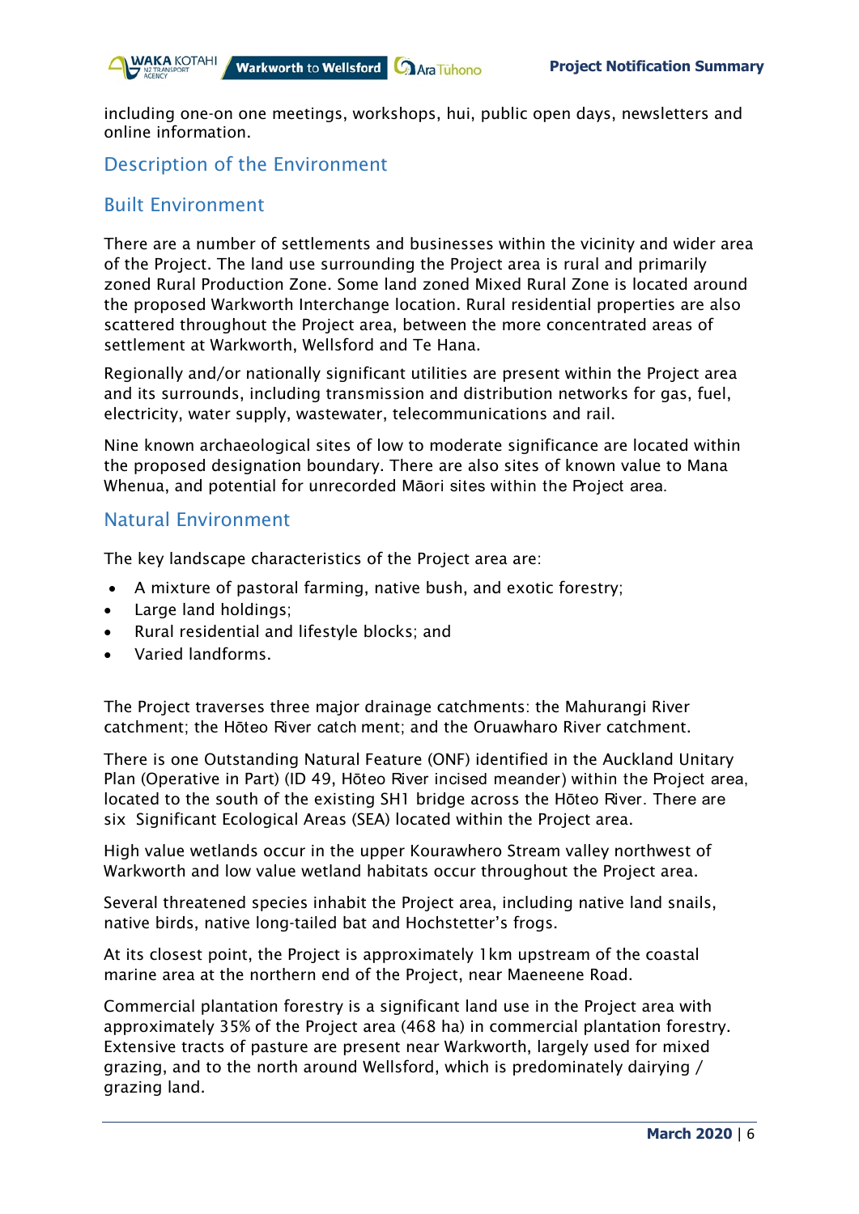including one-on one meetings, workshops, hui, public open days, newsletters and online information.

## Description of the Environment

## Built Environment

There are a number of settlements and businesses within the vicinity and wider area of the Project. The land use surrounding the Project area is rural and primarily zoned Rural Production Zone. Some land zoned Mixed Rural Zone is located around the proposed Warkworth Interchange location. Rural residential properties are also scattered throughout the Project area, between the more concentrated areas of settlement at Warkworth, Wellsford and Te Hana.

Regionally and/or nationally significant utilities are present within the Project area and its surrounds, including transmission and distribution networks for gas, fuel, electricity, water supply, wastewater, telecommunications and rail.

Nine known archaeological sites of low to moderate significance are located within the proposed designation boundary. There are also sites of known value to Mana Whenua, and potential for unrecorded Māori sites within the Project area.

## Natural Environment

The key landscape characteristics of the Project area are:

- A mixture of pastoral farming, native bush, and exotic forestry;
- Large land holdings;
- Rural residential and lifestyle blocks; and
- Varied landforms.

The Project traverses three major drainage catchments: the Mahurangi River catchment; the Hōteo River catch ment; and the Oruawharo River catchment.

There is one Outstanding Natural Feature (ONF) identified in the Auckland Unitary Plan (Operative in Part) (ID 49, Hōteo River incised meander) within the Project area, located to the south of the existing SH1 bridge across the Hōteo River. There are six Significant Ecological Areas (SEA) located within the Project area.

High value wetlands occur in the upper Kourawhero Stream valley northwest of Warkworth and low value wetland habitats occur throughout the Project area.

Several threatened species inhabit the Project area, including native land snails, native birds, native long-tailed bat and Hochstetter's frogs.

At its closest point, the Project is approximately 1km upstream of the coastal marine area at the northern end of the Project, near Maeneene Road.

Commercial plantation forestry is a significant land use in the Project area with approximately 35% of the Project area (468 ha) in commercial plantation forestry. Extensive tracts of pasture are present near Warkworth, largely used for mixed grazing, and to the north around Wellsford, which is predominately dairying / grazing land.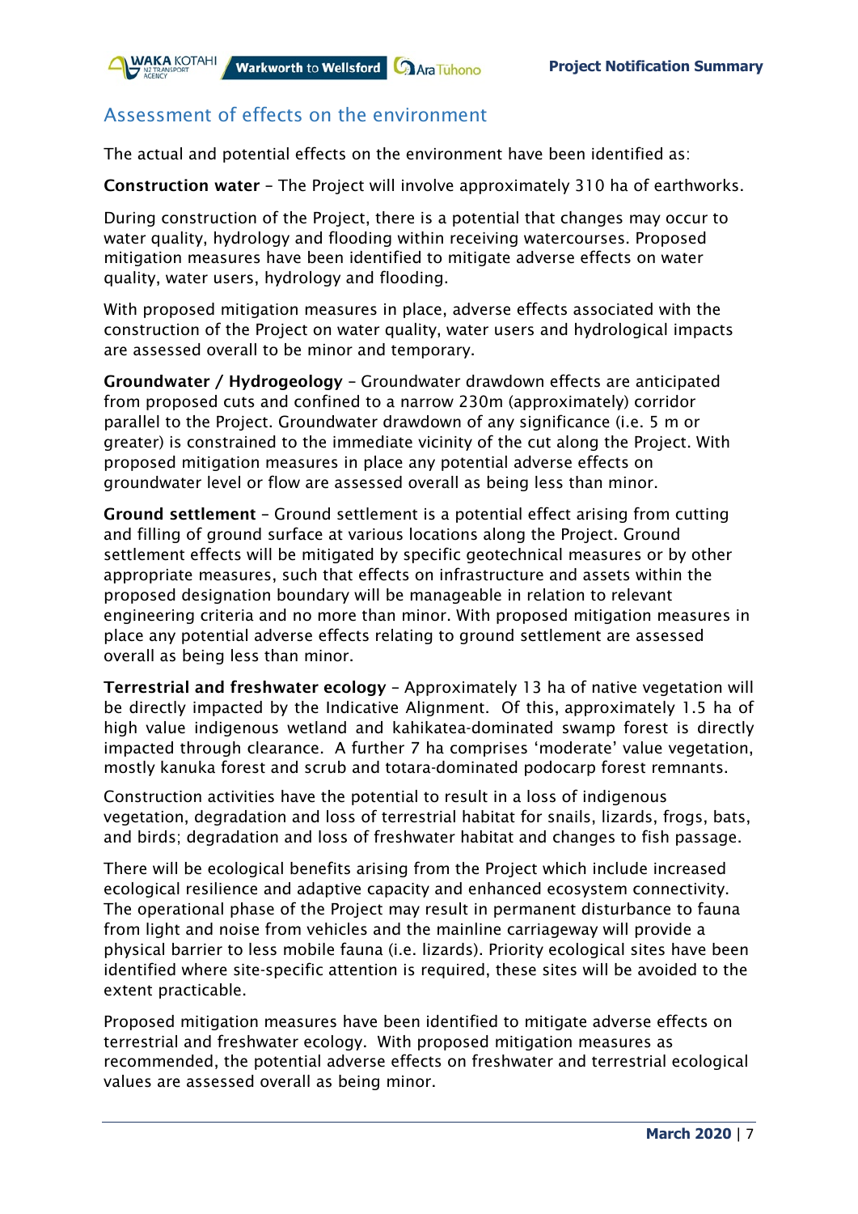## Assessment of effects on the environment

The actual and potential effects on the environment have been identified as:

**Construction water** – The Project will involve approximately 310 ha of earthworks.

During construction of the Project, there is a potential that changes may occur to water quality, hydrology and flooding within receiving watercourses. Proposed mitigation measures have been identified to mitigate adverse effects on water quality, water users, hydrology and flooding.

With proposed mitigation measures in place, adverse effects associated with the construction of the Project on water quality, water users and hydrological impacts are assessed overall to be minor and temporary.

**Groundwater / Hydrogeology** – Groundwater drawdown effects are anticipated from proposed cuts and confined to a narrow 230m (approximately) corridor parallel to the Project. Groundwater drawdown of any significance (i.e. 5 m or greater) is constrained to the immediate vicinity of the cut along the Project. With proposed mitigation measures in place any potential adverse effects on groundwater level or flow are assessed overall as being less than minor.

**Ground settlement** – Ground settlement is a potential effect arising from cutting and filling of ground surface at various locations along the Project. Ground settlement effects will be mitigated by specific geotechnical measures or by other appropriate measures, such that effects on infrastructure and assets within the proposed designation boundary will be manageable in relation to relevant engineering criteria and no more than minor. With proposed mitigation measures in place any potential adverse effects relating to ground settlement are assessed overall as being less than minor.

**Terrestrial and freshwater ecology** – Approximately 13 ha of native vegetation will be directly impacted by the Indicative Alignment. Of this, approximately 1.5 ha of high value indigenous wetland and kahikatea-dominated swamp forest is directly impacted through clearance. A further 7 ha comprises 'moderate' value vegetation, mostly kanuka forest and scrub and totara-dominated podocarp forest remnants.

Construction activities have the potential to result in a loss of indigenous vegetation, degradation and loss of terrestrial habitat for snails, lizards, frogs, bats, and birds; degradation and loss of freshwater habitat and changes to fish passage.

There will be ecological benefits arising from the Project which include increased ecological resilience and adaptive capacity and enhanced ecosystem connectivity. The operational phase of the Project may result in permanent disturbance to fauna from light and noise from vehicles and the mainline carriageway will provide a physical barrier to less mobile fauna (i.e. lizards). Priority ecological sites have been identified where site-specific attention is required, these sites will be avoided to the extent practicable.

Proposed mitigation measures have been identified to mitigate adverse effects on terrestrial and freshwater ecology. With proposed mitigation measures as recommended, the potential adverse effects on freshwater and terrestrial ecological values are assessed overall as being minor.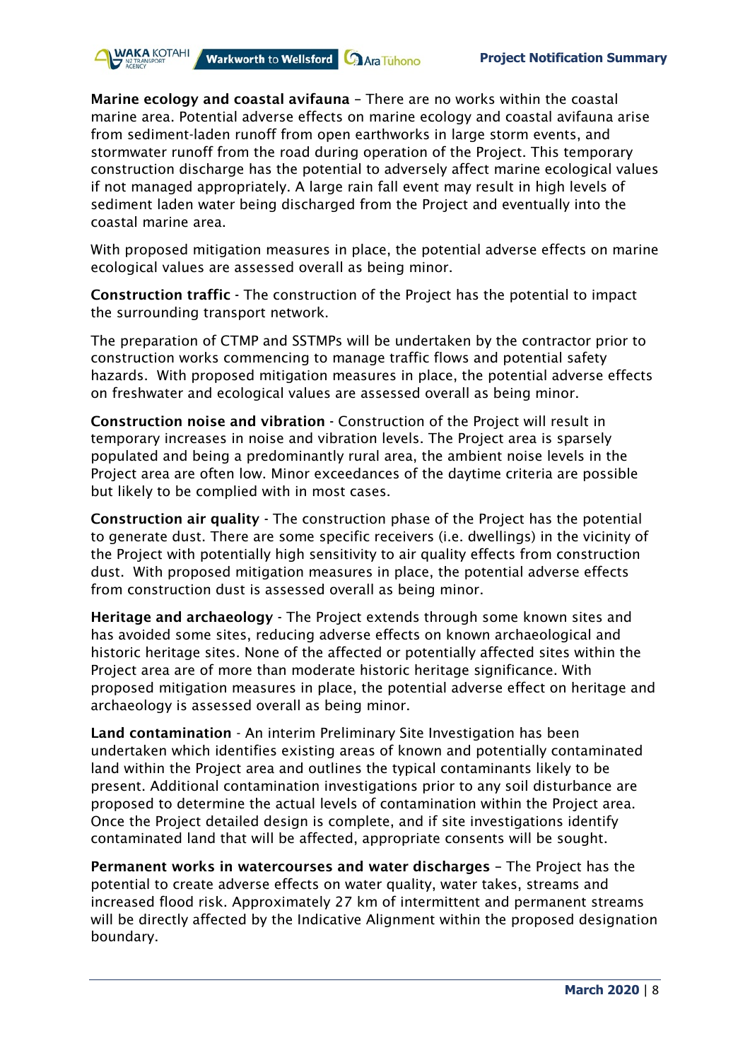**Marine ecology and coastal avifauna** – There are no works within the coastal marine area. Potential adverse effects on marine ecology and coastal avifauna arise from sediment-laden runoff from open earthworks in large storm events, and stormwater runoff from the road during operation of the Project. This temporary construction discharge has the potential to adversely affect marine ecological values if not managed appropriately. A large rain fall event may result in high levels of sediment laden water being discharged from the Project and eventually into the coastal marine area.

With proposed mitigation measures in place, the potential adverse effects on marine ecological values are assessed overall as being minor.

**Construction traffic** - The construction of the Project has the potential to impact the surrounding transport network.

The preparation of CTMP and SSTMPs will be undertaken by the contractor prior to construction works commencing to manage traffic flows and potential safety hazards. With proposed mitigation measures in place, the potential adverse effects on freshwater and ecological values are assessed overall as being minor.

**Construction noise and vibration** - Construction of the Project will result in temporary increases in noise and vibration levels. The Project area is sparsely populated and being a predominantly rural area, the ambient noise levels in the Project area are often low. Minor exceedances of the daytime criteria are possible but likely to be complied with in most cases.

**Construction air quality** - The construction phase of the Project has the potential to generate dust. There are some specific receivers (i.e. dwellings) in the vicinity of the Project with potentially high sensitivity to air quality effects from construction dust. With proposed mitigation measures in place, the potential adverse effects from construction dust is assessed overall as being minor.

**Heritage and archaeology** - The Project extends through some known sites and has avoided some sites, reducing adverse effects on known archaeological and historic heritage sites. None of the affected or potentially affected sites within the Project area are of more than moderate historic heritage significance. With proposed mitigation measures in place, the potential adverse effect on heritage and archaeology is assessed overall as being minor.

**Land contamination** - An interim Preliminary Site Investigation has been undertaken which identifies existing areas of known and potentially contaminated land within the Project area and outlines the typical contaminants likely to be present. Additional contamination investigations prior to any soil disturbance are proposed to determine the actual levels of contamination within the Project area. Once the Project detailed design is complete, and if site investigations identify contaminated land that will be affected, appropriate consents will be sought.

**Permanent works in watercourses and water discharges** – The Project has the potential to create adverse effects on water quality, water takes, streams and increased flood risk. Approximately 27 km of intermittent and permanent streams will be directly affected by the Indicative Alignment within the proposed designation boundary.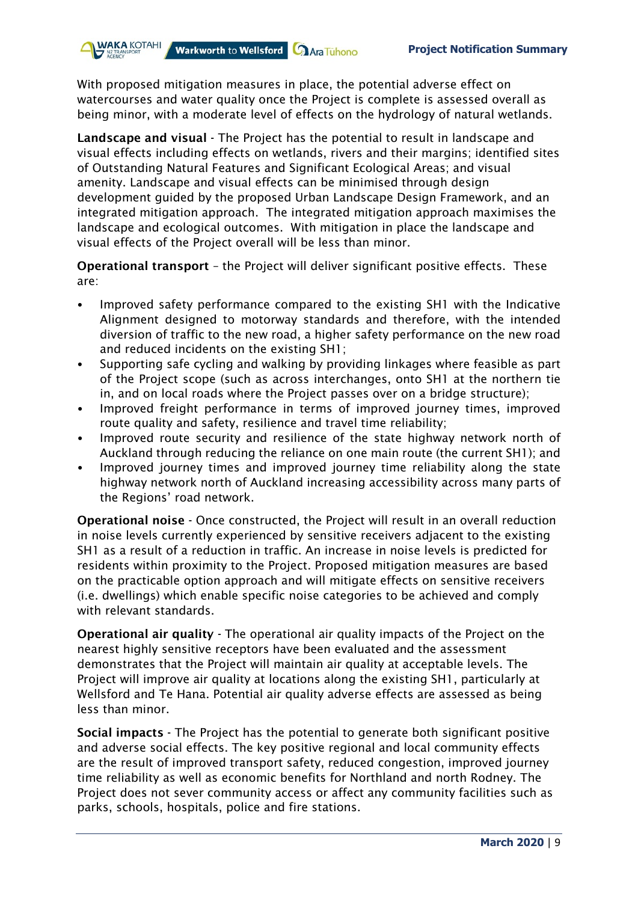With proposed mitigation measures in place, the potential adverse effect on watercourses and water quality once the Project is complete is assessed overall as being minor, with a moderate level of effects on the hydrology of natural wetlands.

**Landscape and visual** - The Project has the potential to result in landscape and visual effects including effects on wetlands, rivers and their margins; identified sites of Outstanding Natural Features and Significant Ecological Areas; and visual amenity. Landscape and visual effects can be minimised through design development guided by the proposed Urban Landscape Design Framework, and an integrated mitigation approach. The integrated mitigation approach maximises the landscape and ecological outcomes. With mitigation in place the landscape and visual effects of the Project overall will be less than minor.

**Operational transport** – the Project will deliver significant positive effects. These are:

- Improved safety performance compared to the existing SH1 with the Indicative Alignment designed to motorway standards and therefore, with the intended diversion of traffic to the new road, a higher safety performance on the new road and reduced incidents on the existing SH1;
- Supporting safe cycling and walking by providing linkages where feasible as part of the Project scope (such as across interchanges, onto SH1 at the northern tie in, and on local roads where the Project passes over on a bridge structure);
- Improved freight performance in terms of improved journey times, improved route quality and safety, resilience and travel time reliability;
- Improved route security and resilience of the state highway network north of Auckland through reducing the reliance on one main route (the current SH1); and
- Improved journey times and improved journey time reliability along the state highway network north of Auckland increasing accessibility across many parts of the Regions' road network.

**Operational noise** - Once constructed, the Project will result in an overall reduction in noise levels currently experienced by sensitive receivers adjacent to the existing SH1 as a result of a reduction in traffic. An increase in noise levels is predicted for residents within proximity to the Project. Proposed mitigation measures are based on the practicable option approach and will mitigate effects on sensitive receivers (i.e. dwellings) which enable specific noise categories to be achieved and comply with relevant standards.

**Operational air quality** - The operational air quality impacts of the Project on the nearest highly sensitive receptors have been evaluated and the assessment demonstrates that the Project will maintain air quality at acceptable levels. The Project will improve air quality at locations along the existing SH1, particularly at Wellsford and Te Hana. Potential air quality adverse effects are assessed as being less than minor.

**Social impacts** - The Project has the potential to generate both significant positive and adverse social effects. The key positive regional and local community effects are the result of improved transport safety, reduced congestion, improved journey time reliability as well as economic benefits for Northland and north Rodney. The Project does not sever community access or affect any community facilities such as parks, schools, hospitals, police and fire stations.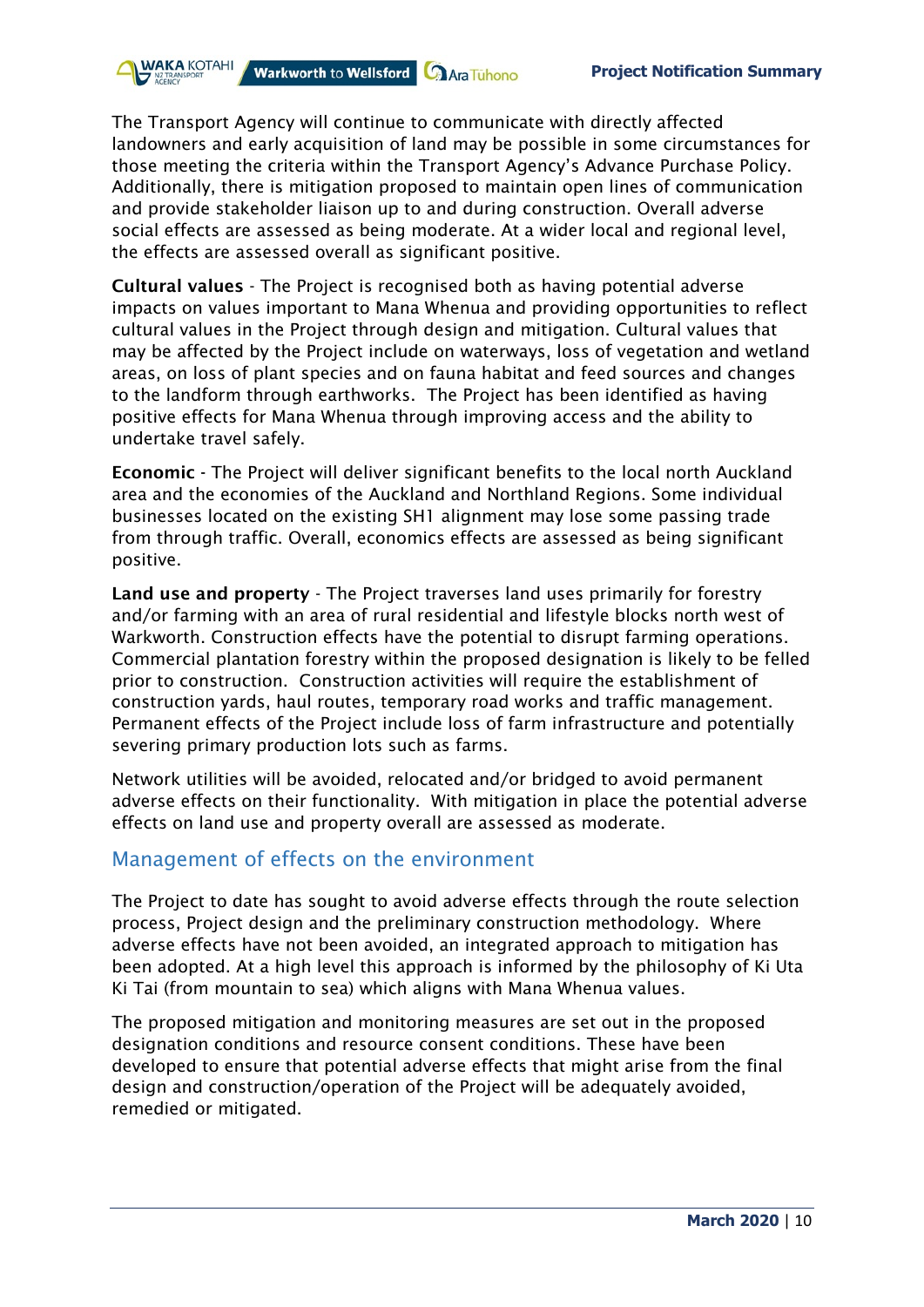The Transport Agency will continue to communicate with directly affected landowners and early acquisition of land may be possible in some circumstances for those meeting the criteria within the Transport Agency's Advance Purchase Policy. Additionally, there is mitigation proposed to maintain open lines of communication and provide stakeholder liaison up to and during construction. Overall adverse social effects are assessed as being moderate. At a wider local and regional level, the effects are assessed overall as significant positive.

**Cultural values** - The Project is recognised both as having potential adverse impacts on values important to Mana Whenua and providing opportunities to reflect cultural values in the Project through design and mitigation. Cultural values that may be affected by the Project include on waterways, loss of vegetation and wetland areas, on loss of plant species and on fauna habitat and feed sources and changes to the landform through earthworks. The Project has been identified as having positive effects for Mana Whenua through improving access and the ability to undertake travel safely.

**Economic** - The Project will deliver significant benefits to the local north Auckland area and the economies of the Auckland and Northland Regions. Some individual businesses located on the existing SH1 alignment may lose some passing trade from through traffic. Overall, economics effects are assessed as being significant positive.

**Land use and property** - The Project traverses land uses primarily for forestry and/or farming with an area of rural residential and lifestyle blocks north west of Warkworth. Construction effects have the potential to disrupt farming operations. Commercial plantation forestry within the proposed designation is likely to be felled prior to construction. Construction activities will require the establishment of construction yards, haul routes, temporary road works and traffic management. Permanent effects of the Project include loss of farm infrastructure and potentially severing primary production lots such as farms.

Network utilities will be avoided, relocated and/or bridged to avoid permanent adverse effects on their functionality. With mitigation in place the potential adverse effects on land use and property overall are assessed as moderate.

## Management of effects on the environment

The Project to date has sought to avoid adverse effects through the route selection process, Project design and the preliminary construction methodology. Where adverse effects have not been avoided, an integrated approach to mitigation has been adopted. At a high level this approach is informed by the philosophy of Ki Uta Ki Tai (from mountain to sea) which aligns with Mana Whenua values.

The proposed mitigation and monitoring measures are set out in the proposed designation conditions and resource consent conditions. These have been developed to ensure that potential adverse effects that might arise from the final design and construction/operation of the Project will be adequately avoided, remedied or mitigated.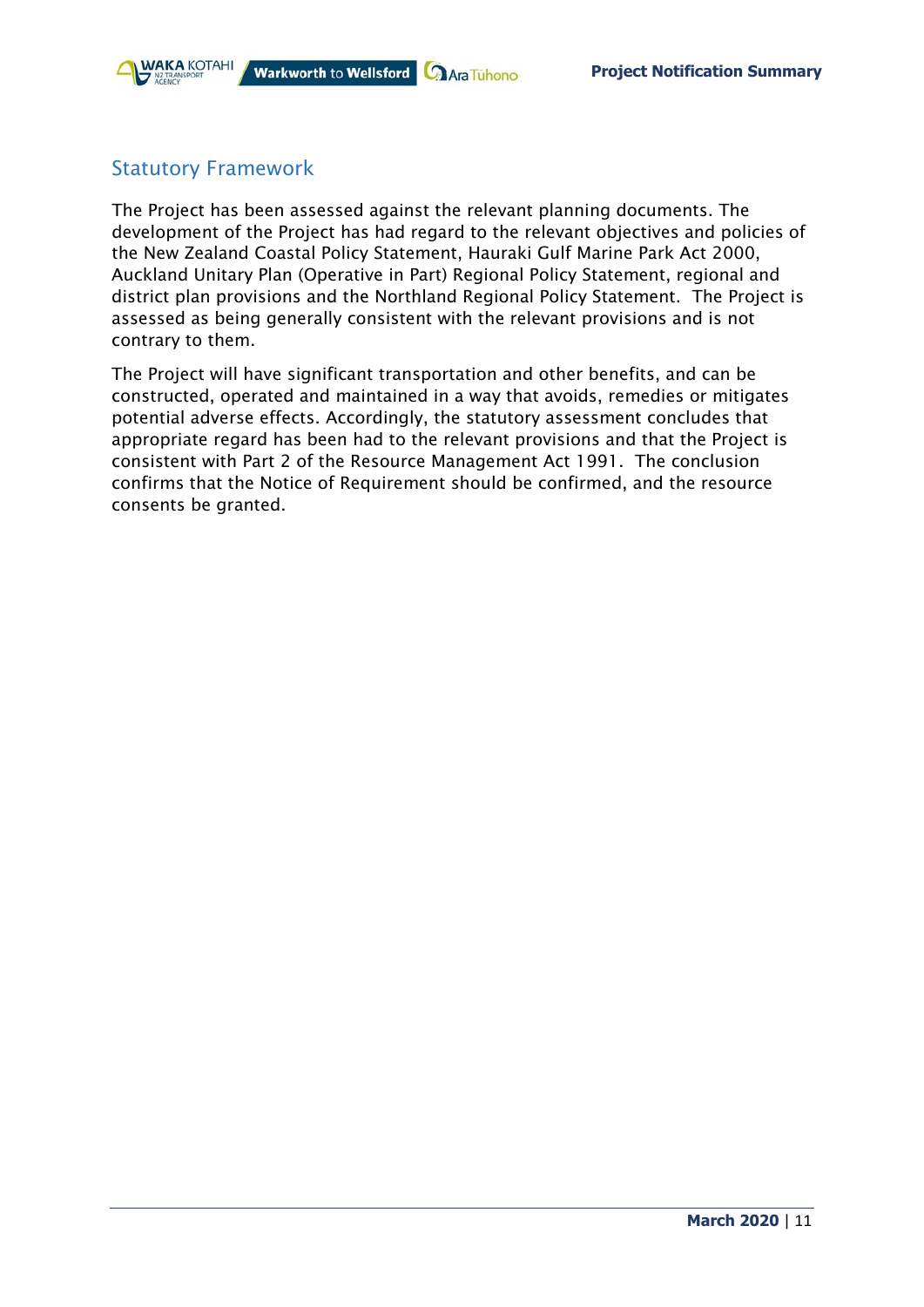## Statutory Framework

The Project has been assessed against the relevant planning documents. The development of the Project has had regard to the relevant objectives and policies of the New Zealand Coastal Policy Statement, Hauraki Gulf Marine Park Act 2000, Auckland Unitary Plan (Operative in Part) Regional Policy Statement, regional and district plan provisions and the Northland Regional Policy Statement. The Project is assessed as being generally consistent with the relevant provisions and is not contrary to them.

The Project will have significant transportation and other benefits, and can be constructed, operated and maintained in a way that avoids, remedies or mitigates potential adverse effects. Accordingly, the statutory assessment concludes that appropriate regard has been had to the relevant provisions and that the Project is consistent with Part 2 of the Resource Management Act 1991. The conclusion confirms that the Notice of Requirement should be confirmed, and the resource consents be granted.